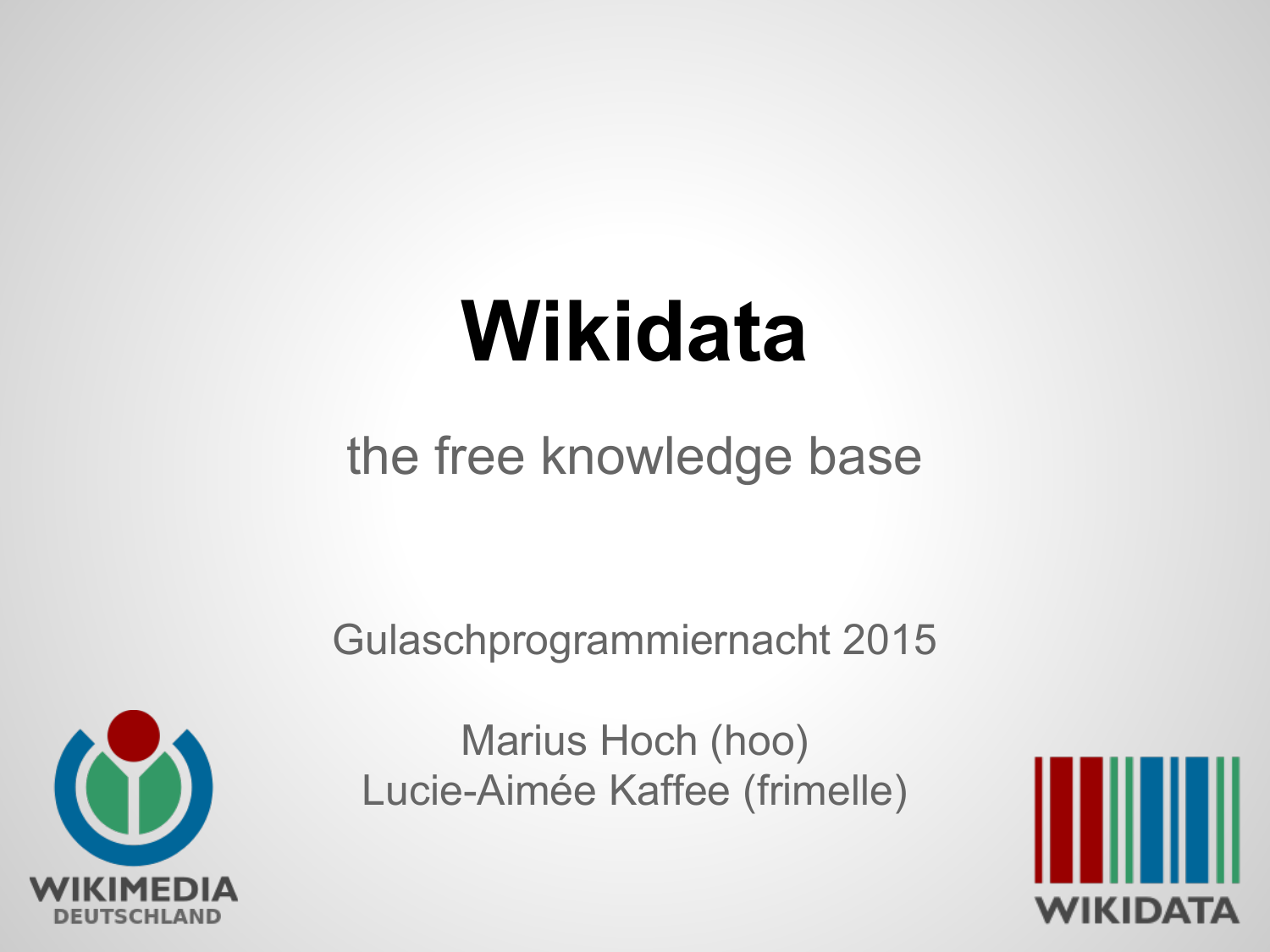# Wikidata

the free knowledge base

Gulaschprogrammiernacht 2015

Marius Hoch (hoo)
Lucie-Aimée Kaffee (frimelle)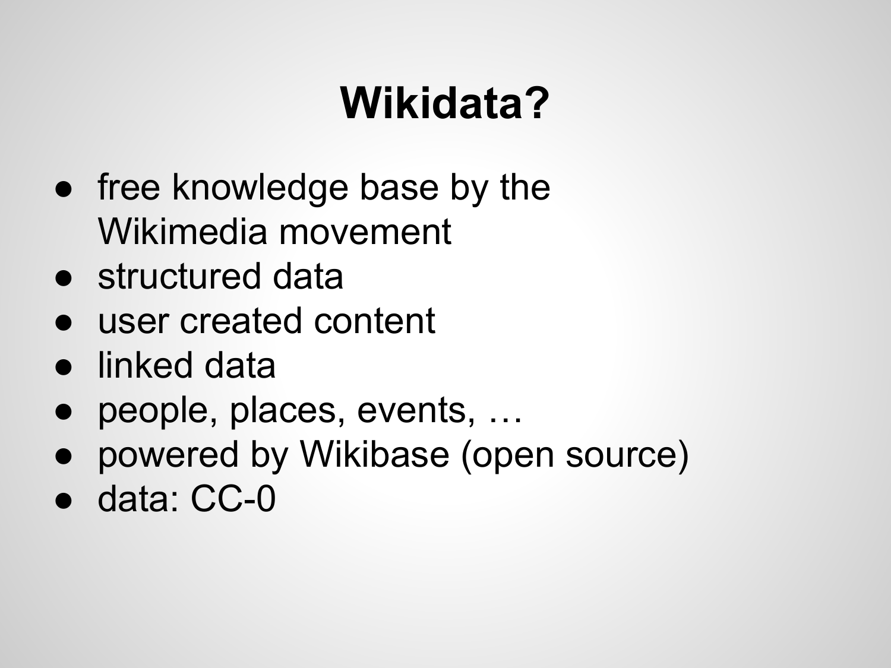# Wikidata?

- free knowledge base by the Wikimedia movement
- structured data
- user created content
- linked data
- people, places, events, …
- powered by Wikibase (open source)
- data: CC-0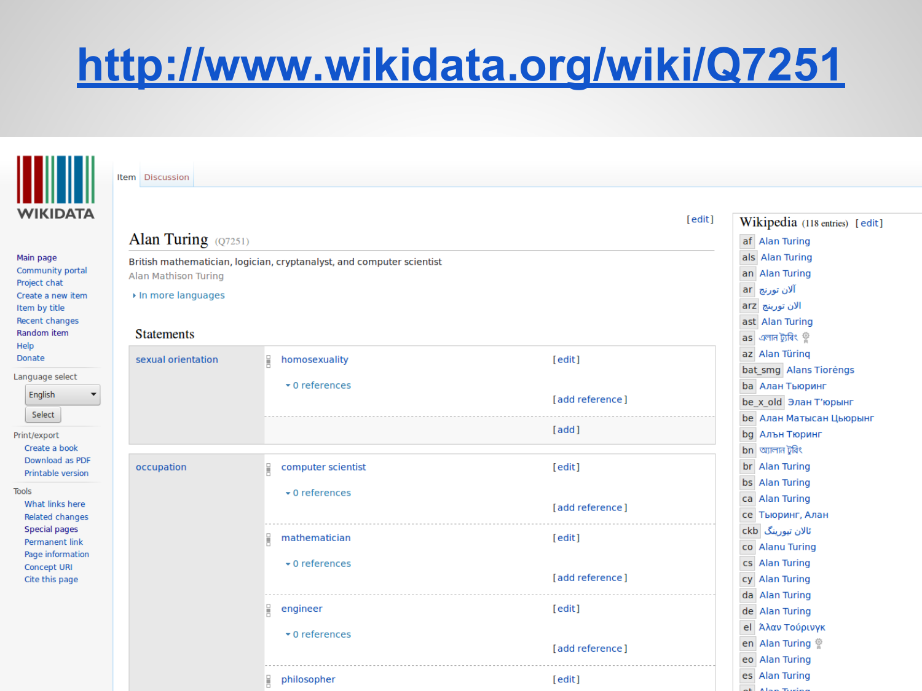# http://www.wikidata.org/wiki/Q7251

WIKIDATA

Main page
Community portal
Project chat
Create a new item
Item by title
Recent changes
Random item
Help
Donate

Language select

English

Select

Print/export

Create a book
Download as PDF
Printable version

Tools

What links here
Related changes
Special pages
Permanent link
Page information
Concept URI
Cite this page

Item | Discussion

[edit]

## Alan Turing (Q7251)

British mathematician, logician, cryptanalyst, and computer scientist

Alan Mathison Turing

▸ In more languages

### Statements

| | | |
|---|---|---|
| sexual orientation | homosexuality | [edit] |
| | ▾ 0 references | [add reference] |
| | | [add] |
| occupation | computer scientist | [edit] |
| | ▾ 0 references | [add reference] |
| | mathematician | [edit] |
| | ▾ 0 references | [add reference] |
| | engineer | [edit] |
| | ▾ 0 references | [add reference] |
| | philosopher | [edit] |

Wikipedia (118 entries) [edit]

| | |
|---|---|
| af | Alan Turing |
| als | Alan Turing |
| an | Alan Turing |
| ar | آلان تورنج |
| arz | الان تورنج |
| ast | Alan Turing |
| as | এলান টুৰিং |
| az | Alan Türinq |
| bat_smg | Alans Tiorėngs |
| ba | Алан Тьюринг |
| be_x_old | Элан Т'юрынг |
| be | Алан Матысан Цьюрынг |
| bg | Алън Тюринг |
| bn | অ্যালান টুরিং |
| br | Alan Turing |
| bs | Alan Turing |
| ca | Alan Turing |
| ce | Тьюринг, Алан |
| ckb | ئالان تیورینگ |
| co | Alanu Turing |
| cs | Alan Turing |
| cy | Alan Turing |
| da | Alan Turing |
| de | Alan Turing |
| el | Άλαν Τούρινγκ |
| en | Alan Turing |
| eo | Alan Turing |
| es | Alan Turing |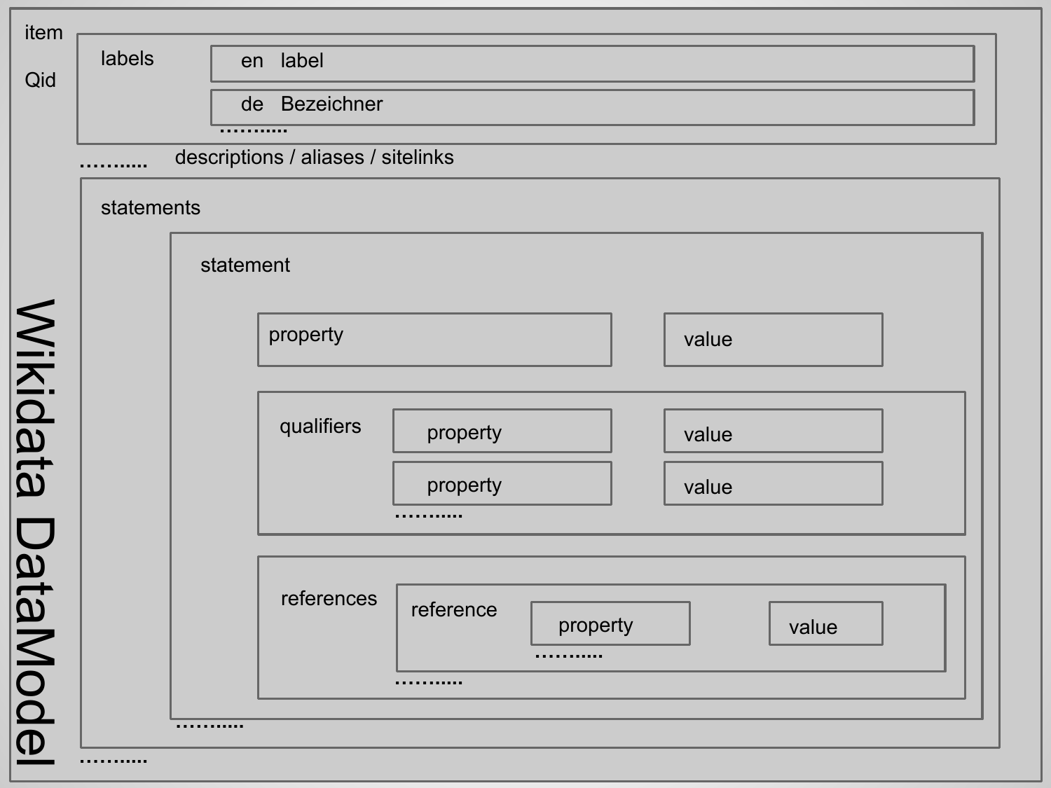# Wikidata DataModel

item

Qid

- labels
  - en label
  - de Bezeichner
  - ..........
- ..........
- descriptions / aliases / sitelinks
- statements
  - statement
    - property — value
    - qualifiers
      - property — value
      - property — value
      - ..........
    - references
      - reference
        - property — value
        - ..........
      - ..........
  - ..........
- ..........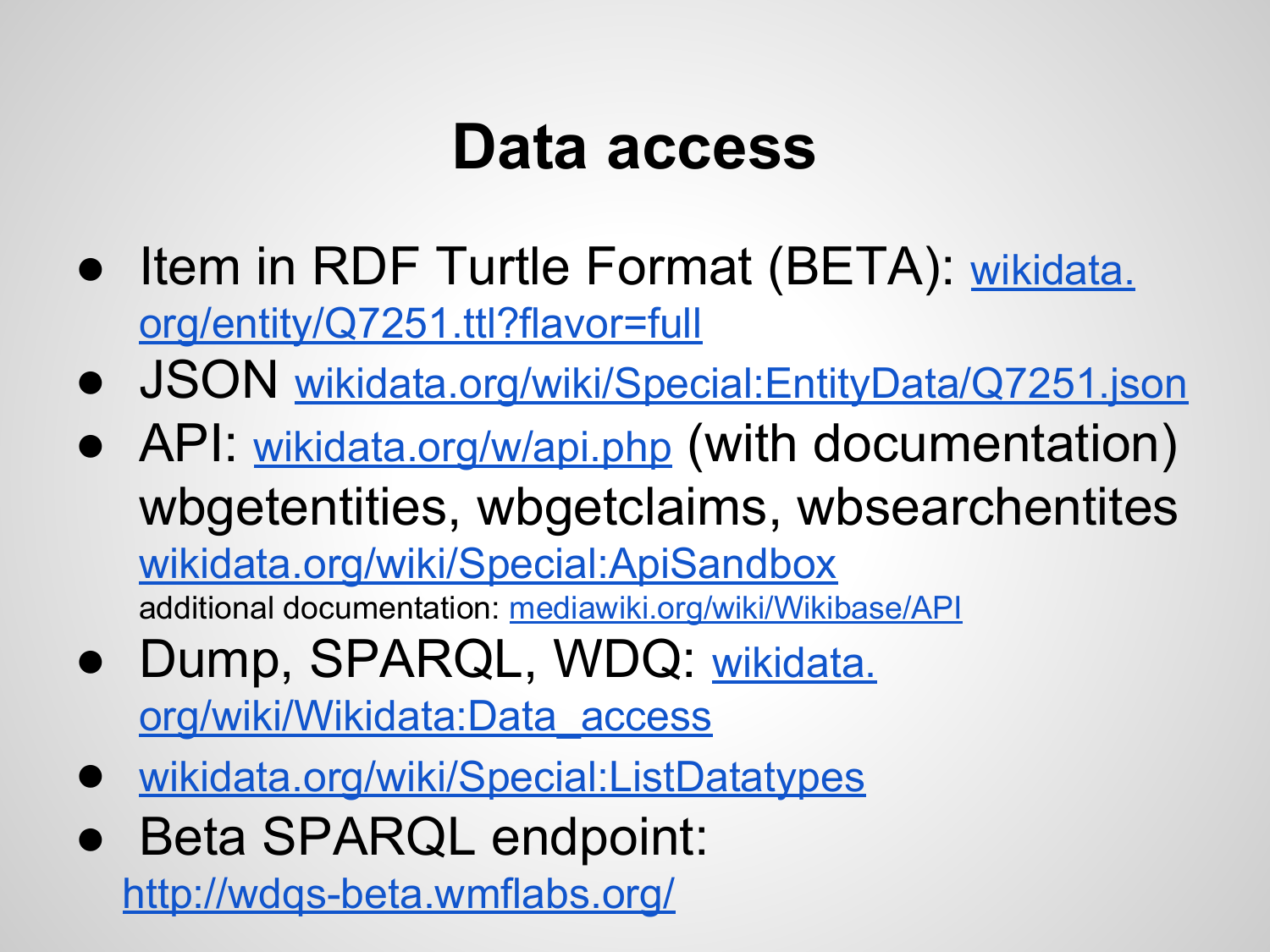# Data access

- Item in RDF Turtle Format (BETA): wikidata.org/entity/Q7251.ttl?flavor=full
- JSON wikidata.org/wiki/Special:EntityData/Q7251.json
- API: wikidata.org/w/api.php (with documentation) wbgetentities, wbgetclaims, wbsearchentites wikidata.org/wiki/Special:ApiSandbox
  additional documentation: mediawiki.org/wiki/Wikibase/API
- Dump, SPARQL, WDQ: wikidata.org/wiki/Wikidata:Data_access
- wikidata.org/wiki/Special:ListDatatypes
- Beta SPARQL endpoint: http://wdqs-beta.wmflabs.org/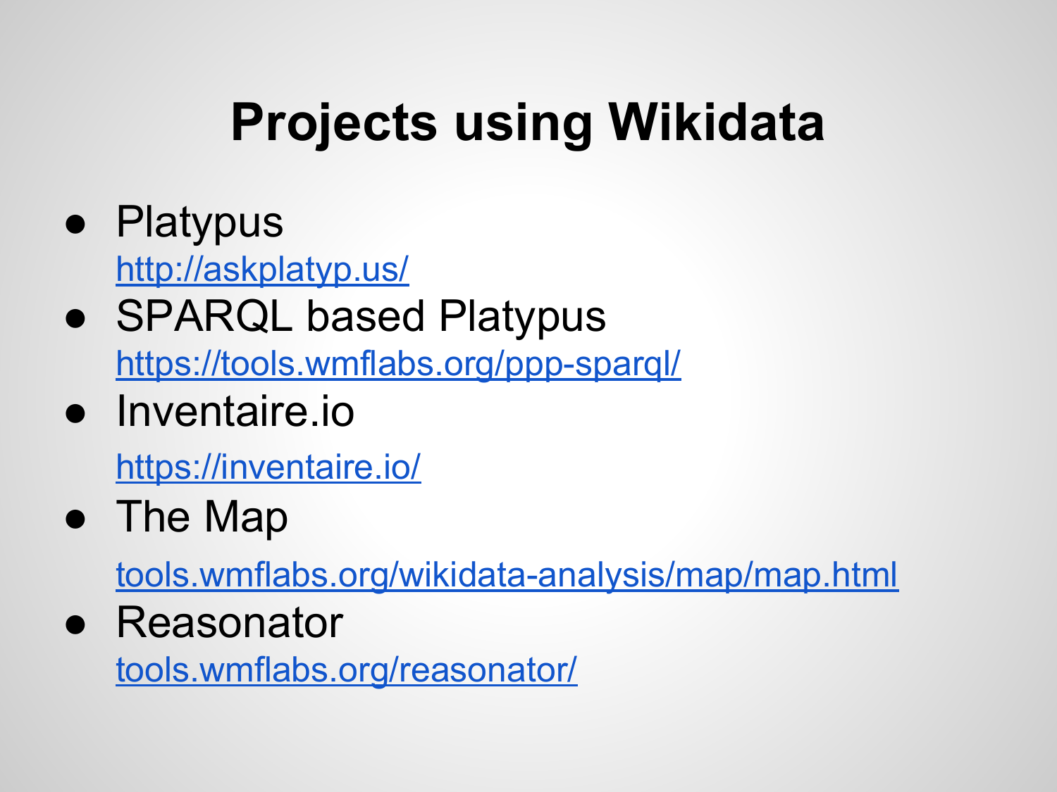# Projects using Wikidata

- Platypus
  http://askplatyp.us/
- SPARQL based Platypus
  https://tools.wmflabs.org/ppp-sparql/
- Inventaire.io
  https://inventaire.io/
- The Map
  tools.wmflabs.org/wikidata-analysis/map/map.html
- Reasonator
  tools.wmflabs.org/reasonator/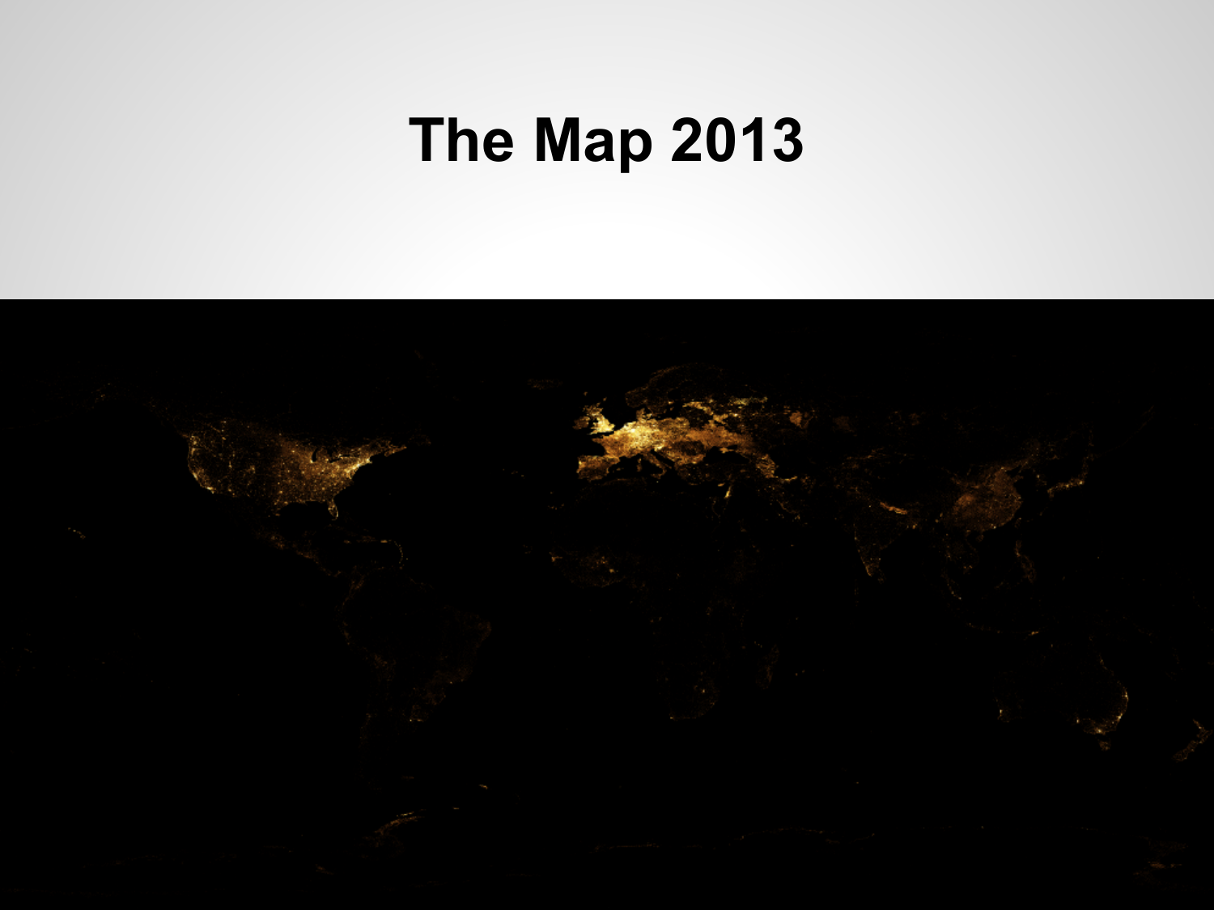# The Map 2013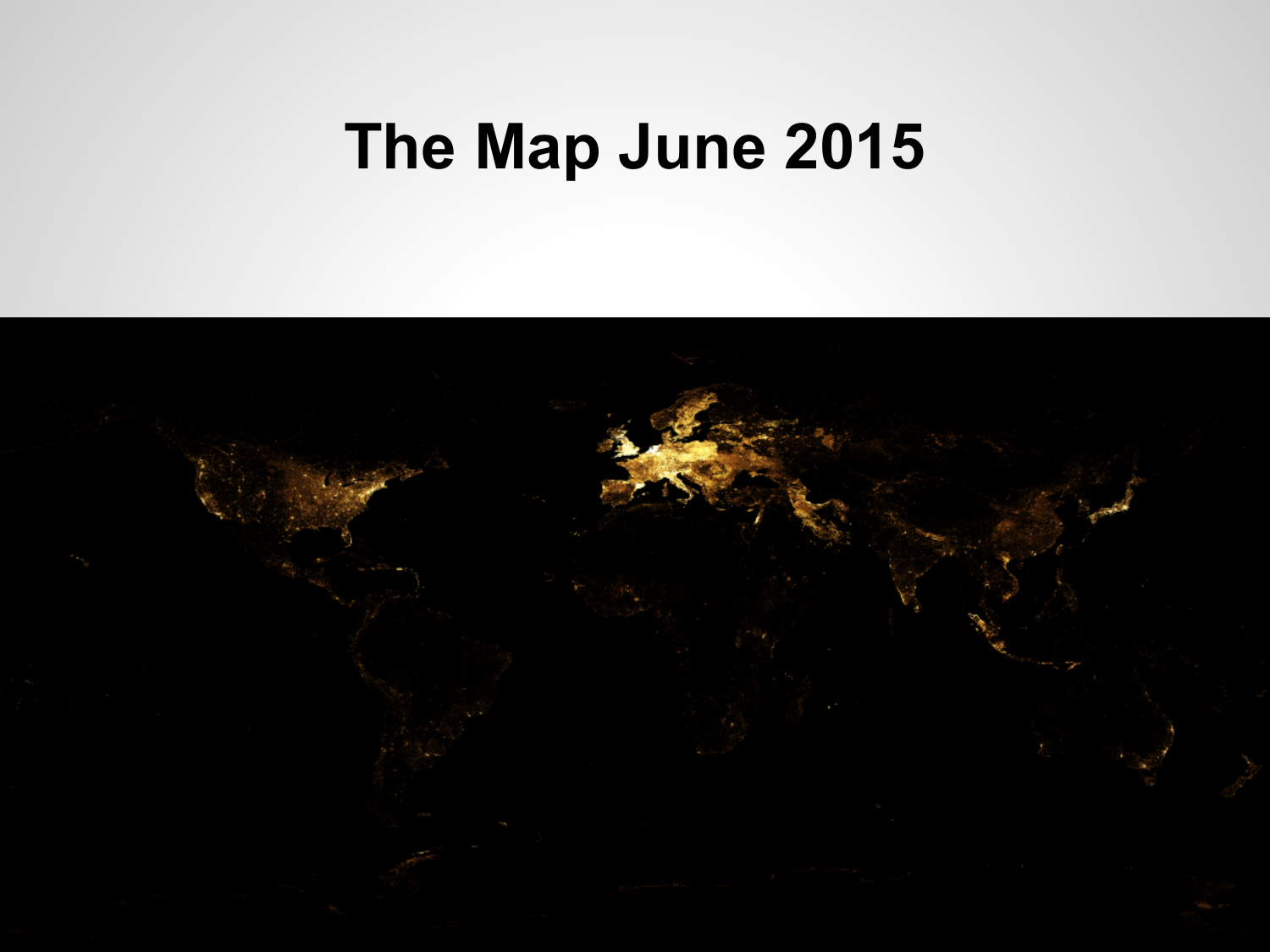# The Map June 2015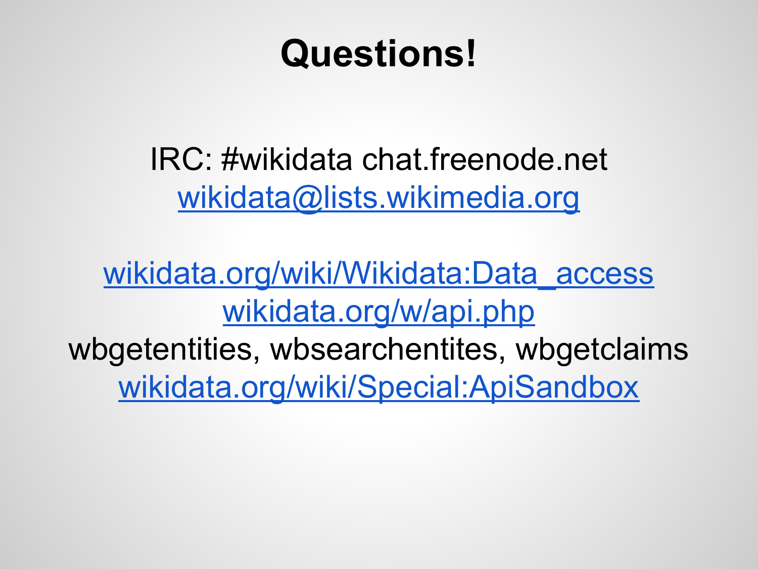# Questions!

IRC: #wikidata chat.freenode.net
wikidata@lists.wikimedia.org

wikidata.org/wiki/Wikidata:Data_access
wikidata.org/w/api.php
wbgetentities, wbsearchentites, wbgetclaims
wikidata.org/wiki/Special:ApiSandbox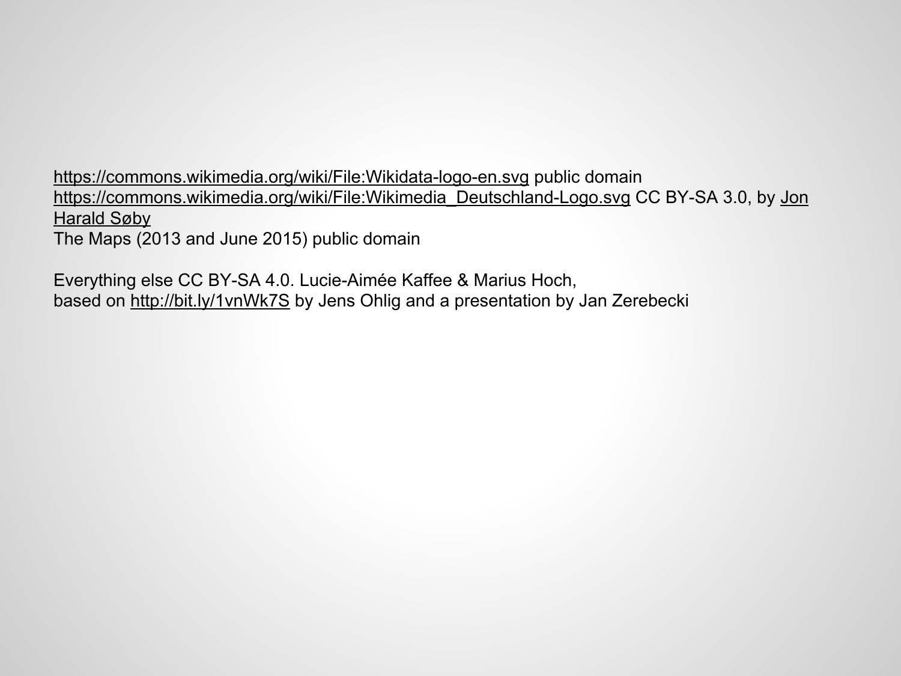https://commons.wikimedia.org/wiki/File:Wikidata-logo-en.svg public domain
https://commons.wikimedia.org/wiki/File:Wikimedia_Deutschland-Logo.svg CC BY-SA 3.0, by Jon Harald Søby
The Maps (2013 and June 2015) public domain

Everything else CC BY-SA 4.0. Lucie-Aimée Kaffee & Marius Hoch,
based on http://bit.ly/1vnWk7S by Jens Ohlig and a presentation by Jan Zerebecki